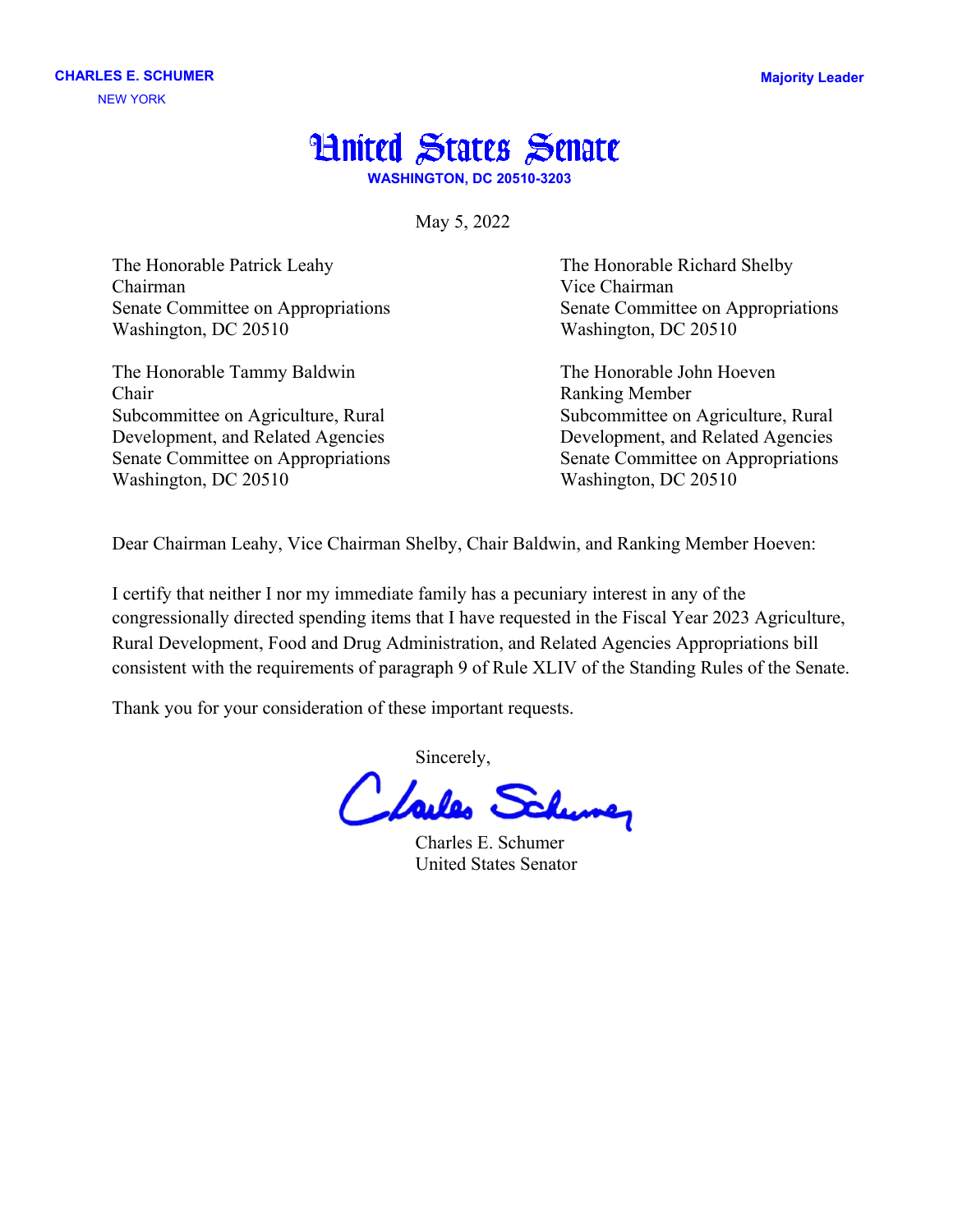**CHARLES E. SCHUMER**
NEW YORK

**Majority Leader**

# United States Senate

**WASHINGTON, DC 20510-3203**

May 5, 2022

The Honorable Patrick Leahy
Chairman
Senate Committee on Appropriations
Washington, DC 20510

The Honorable Richard Shelby
Vice Chairman
Senate Committee on Appropriations
Washington, DC 20510

The Honorable Tammy Baldwin
Chair
Subcommittee on Agriculture, Rural Development, and Related Agencies
Senate Committee on Appropriations
Washington, DC 20510

The Honorable John Hoeven
Ranking Member
Subcommittee on Agriculture, Rural Development, and Related Agencies
Senate Committee on Appropriations
Washington, DC 20510

Dear Chairman Leahy, Vice Chairman Shelby, Chair Baldwin, and Ranking Member Hoeven:

I certify that neither I nor my immediate family has a pecuniary interest in any of the congressionally directed spending items that I have requested in the Fiscal Year 2023 Agriculture, Rural Development, Food and Drug Administration, and Related Agencies Appropriations bill consistent with the requirements of paragraph 9 of Rule XLIV of the Standing Rules of the Senate.

Thank you for your consideration of these important requests.

Sincerely,

Charles E. Schumer
United States Senator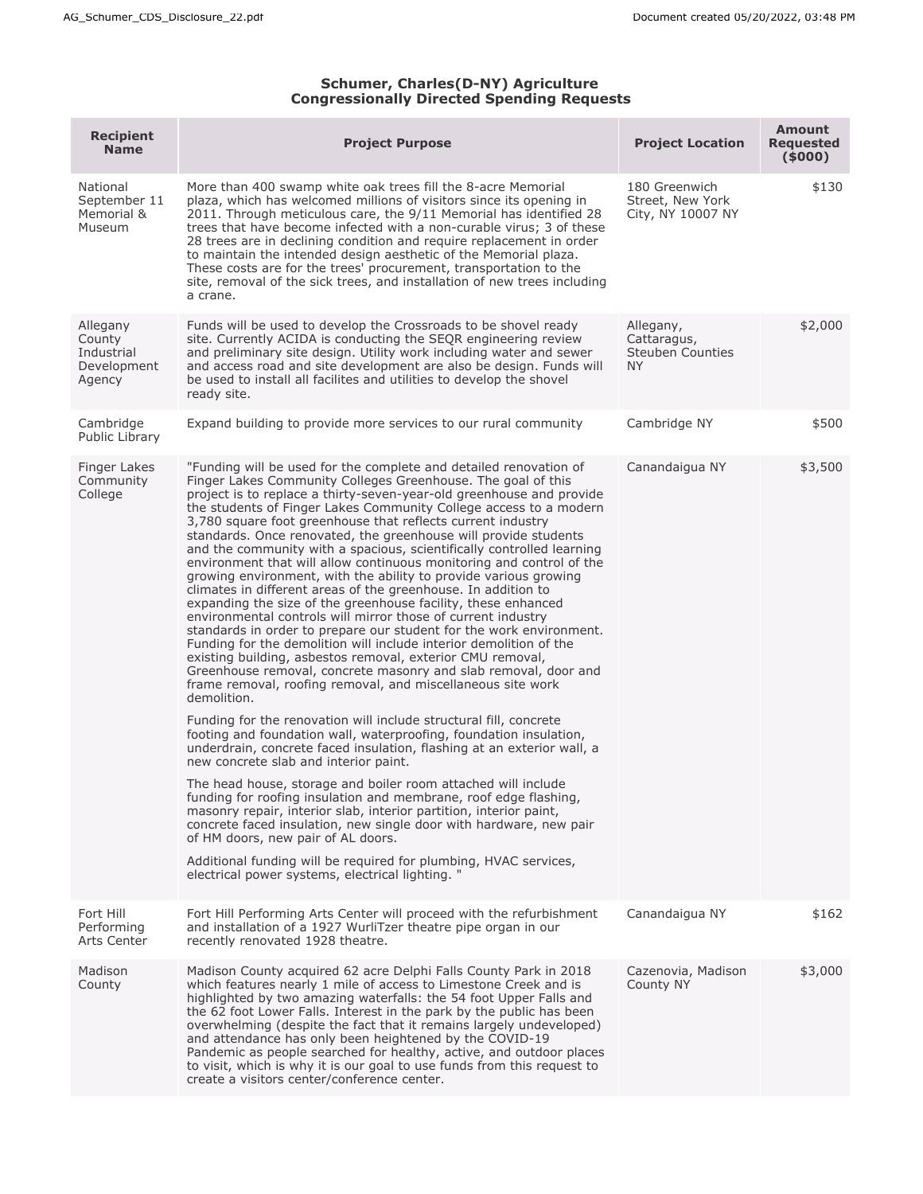**Schumer, Charles(D-NY) Agriculture**
**Congressionally Directed Spending Requests**

| Recipient Name | Project Purpose | Project Location | Amount Requested ($000) |
|---|---|---|---|
| National September 11 Memorial & Museum | More than 400 swamp white oak trees fill the 8-acre Memorial plaza, which has welcomed millions of visitors since its opening in 2011. Through meticulous care, the 9/11 Memorial has identified 28 trees that have become infected with a non-curable virus; 3 of these 28 trees are in declining condition and require replacement in order to maintain the intended design aesthetic of the Memorial plaza. These costs are for the trees' procurement, transportation to the site, removal of the sick trees, and installation of new trees including a crane. | 180 Greenwich Street, New York City, NY 10007 NY | $130 |
| Allegany County Industrial Development Agency | Funds will be used to develop the Crossroads to be shovel ready site. Currently ACIDA is conducting the SEQR engineering review and preliminary site design. Utility work including water and sewer and access road and site development are also be design. Funds will be used to install all facilites and utilities to develop the shovel ready site. | Allegany, Cattaragus, Steuben Counties NY | $2,000 |
| Cambridge Public Library | Expand building to provide more services to our rural community | Cambridge NY | $500 |
| Finger Lakes Community College | "Funding will be used for the complete and detailed renovation of Finger Lakes Community Colleges Greenhouse. The goal of this project is to replace a thirty-seven-year-old greenhouse and provide the students of Finger Lakes Community College access to a modern 3,780 square foot greenhouse that reflects current industry standards. Once renovated, the greenhouse will provide students and the community with a spacious, scientifically controlled learning environment that will allow continuous monitoring and control of the growing environment, with the ability to provide various growing climates in different areas of the greenhouse. In addition to expanding the size of the greenhouse facility, these enhanced environmental controls will mirror those of current industry standards in order to prepare our student for the work environment. Funding for the demolition will include interior demolition of the existing building, asbestos removal, exterior CMU removal, Greenhouse removal, concrete masonry and slab removal, door and frame removal, roofing removal, and miscellaneous site work demolition.<br><br>Funding for the renovation will include structural fill, concrete footing and foundation wall, waterproofing, foundation insulation, underdrain, concrete faced insulation, flashing at an exterior wall, a new concrete slab and interior paint.<br><br>The head house, storage and boiler room attached will include funding for roofing insulation and membrane, roof edge flashing, masonry repair, interior slab, interior partition, interior paint, concrete faced insulation, new single door with hardware, new pair of HM doors, new pair of AL doors.<br><br>Additional funding will be required for plumbing, HVAC services, electrical power systems, electrical lighting. " | Canandaigua NY | $3,500 |
| Fort Hill Performing Arts Center | Fort Hill Performing Arts Center will proceed with the refurbishment and installation of a 1927 WurliTzer theatre pipe organ in our recently renovated 1928 theatre. | Canandaigua NY | $162 |
| Madison County | Madison County acquired 62 acre Delphi Falls County Park in 2018 which features nearly 1 mile of access to Limestone Creek and is highlighted by two amazing waterfalls: the 54 foot Upper Falls and the 62 foot Lower Falls. Interest in the park by the public has been overwhelming (despite the fact that it remains largely undeveloped) and attendance has only been heightened by the COVID-19 Pandemic as people searched for healthy, active, and outdoor places to visit, which is why it is our goal to use funds from this request to create a visitors center/conference center. | Cazenovia, Madison County NY | $3,000 |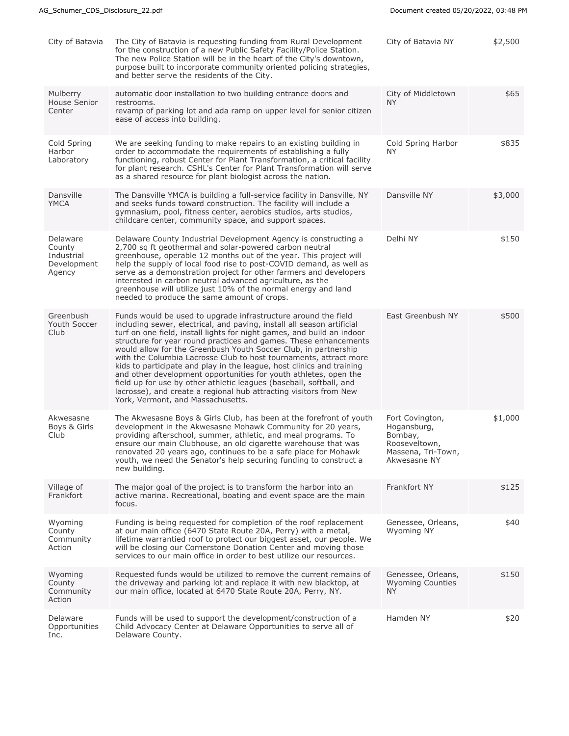| | | | |
|---|---|---|---|
| City of Batavia | The City of Batavia is requesting funding from Rural Development for the construction of a new Public Safety Facility/Police Station. The new Police Station will be in the heart of the City's downtown, purpose built to incorporate community oriented policing strategies, and better serve the residents of the City. | City of Batavia NY | $2,500 |
| Mulberry House Senior Center | automatic door installation to two building entrance doors and restrooms.<br>revamp of parking lot and ada ramp on upper level for senior citizen ease of access into building. | City of Middletown NY | $65 |
| Cold Spring Harbor Laboratory | We are seeking funding to make repairs to an existing building in order to accommodate the requirements of establishing a fully functioning, robust Center for Plant Transformation, a critical facility for plant research. CSHL's Center for Plant Transformation will serve as a shared resource for plant biologist across the nation. | Cold Spring Harbor NY | $835 |
| Dansville YMCA | The Dansville YMCA is building a full-service facility in Dansville, NY and seeks funds toward construction. The facility will include a gymnasium, pool, fitness center, aerobics studios, arts studios, childcare center, community space, and support spaces. | Dansville NY | $3,000 |
| Delaware County Industrial Development Agency | Delaware County Industrial Development Agency is constructing a 2,700 sq ft geothermal and solar-powered carbon neutral greenhouse, operable 12 months out of the year. This project will help the supply of local food rise to post-COVID demand, as well as serve as a demonstration project for other farmers and developers interested in carbon neutral advanced agriculture, as the greenhouse will utilize just 10% of the normal energy and land needed to produce the same amount of crops. | Delhi NY | $150 |
| Greenbush Youth Soccer Club | Funds would be used to upgrade infrastructure around the field including sewer, electrical, and paving, install all season artificial turf on one field, install lights for night games, and build an indoor structure for year round practices and games. These enhancements would allow for the Greenbush Youth Soccer Club, in partnership with the Columbia Lacrosse Club to host tournaments, attract more kids to participate and play in the league, host clinics and training and other development opportunities for youth athletes, open the field up for use by other athletic leagues (baseball, softball, and lacrosse), and create a regional hub attracting visitors from New York, Vermont, and Massachusetts. | East Greenbush NY | $500 |
| Akwesasne Boys & Girls Club | The Akwesasne Boys & Girls Club, has been at the forefront of youth development in the Akwesasne Mohawk Community for 20 years, providing afterschool, summer, athletic, and meal programs. To ensure our main Clubhouse, an old cigarette warehouse that was renovated 20 years ago, continues to be a safe place for Mohawk youth, we need the Senator's help securing funding to construct a new building. | Fort Covington, Hogansburg, Bombay, Rooseveltown, Massena, Tri-Town, Akwesasne NY | $1,000 |
| Village of Frankfort | The major goal of the project is to transform the harbor into an active marina. Recreational, boating and event space are the main focus. | Frankfort NY | $125 |
| Wyoming County Community Action | Funding is being requested for completion of the roof replacement at our main office (6470 State Route 20A, Perry) with a metal, lifetime warrantied roof to protect our biggest asset, our people. We will be closing our Cornerstone Donation Center and moving those services to our main office in order to best utilize our resources. | Genessee, Orleans, Wyoming NY | $40 |
| Wyoming County Community Action | Requested funds would be utilized to remove the current remains of the driveway and parking lot and replace it with new blacktop, at our main office, located at 6470 State Route 20A, Perry, NY. | Genessee, Orleans, Wyoming Counties NY | $150 |
| Delaware Opportunities Inc. | Funds will be used to support the development/construction of a Child Advocacy Center at Delaware Opportunities to serve all of Delaware County. | Hamden NY | $20 |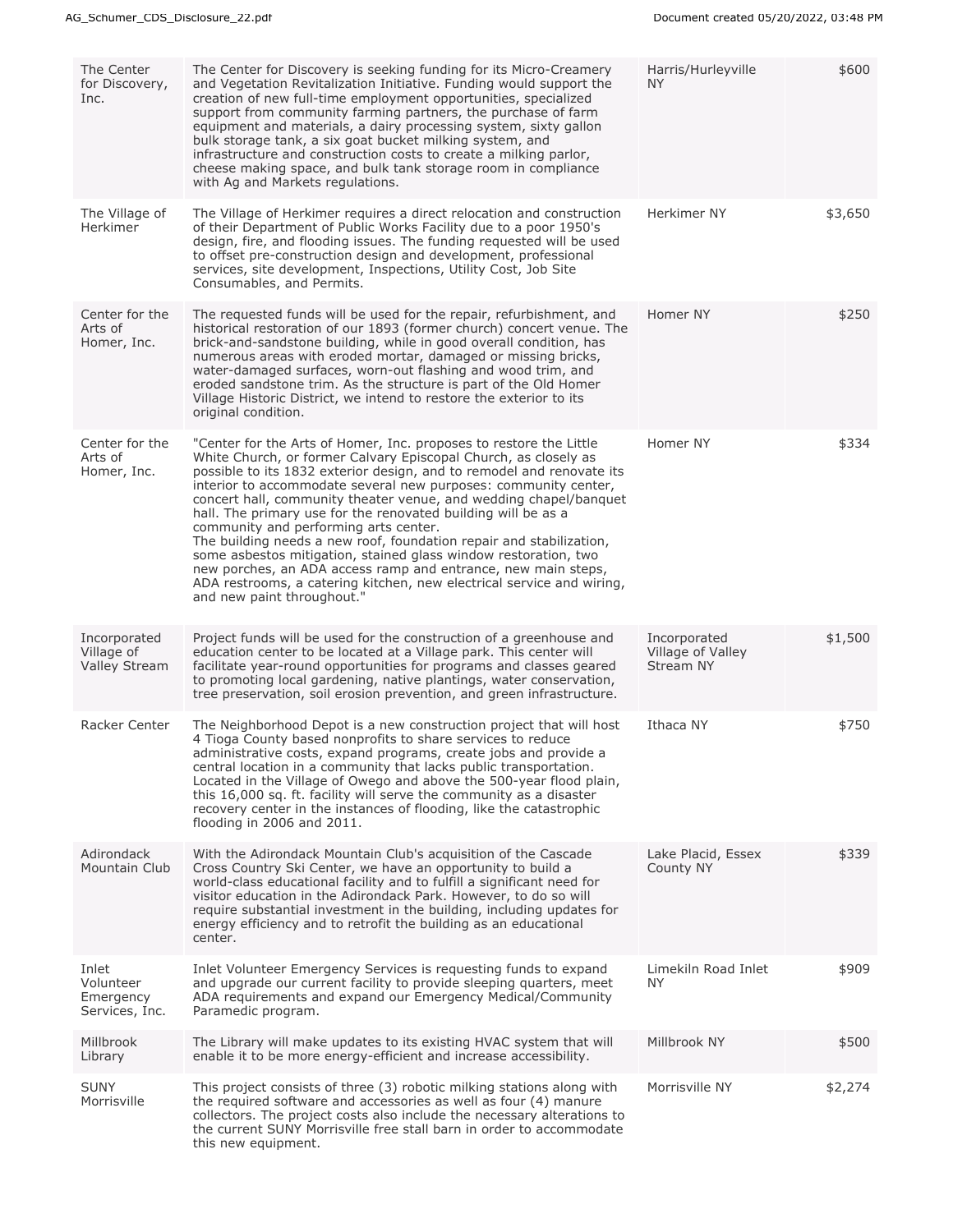| | | | |
|---|---|---|---|
| The Center for Discovery, Inc. | The Center for Discovery is seeking funding for its Micro-Creamery and Vegetation Revitalization Initiative. Funding would support the creation of new full-time employment opportunities, specialized support from community farming partners, the purchase of farm equipment and materials, a dairy processing system, sixty gallon bulk storage tank, a six goat bucket milking system, and infrastructure and construction costs to create a milking parlor, cheese making space, and bulk tank storage room in compliance with Ag and Markets regulations. | Harris/Hurleyville NY | $600 |
| The Village of Herkimer | The Village of Herkimer requires a direct relocation and construction of their Department of Public Works Facility due to a poor 1950's design, fire, and flooding issues. The funding requested will be used to offset pre-construction design and development, professional services, site development, Inspections, Utility Cost, Job Site Consumables, and Permits. | Herkimer NY | $3,650 |
| Center for the Arts of Homer, Inc. | The requested funds will be used for the repair, refurbishment, and historical restoration of our 1893 (former church) concert venue. The brick-and-sandstone building, while in good overall condition, has numerous areas with eroded mortar, damaged or missing bricks, water-damaged surfaces, worn-out flashing and wood trim, and eroded sandstone trim. As the structure is part of the Old Homer Village Historic District, we intend to restore the exterior to its original condition. | Homer NY | $250 |
| Center for the Arts of Homer, Inc. | "Center for the Arts of Homer, Inc. proposes to restore the Little White Church, or former Calvary Episcopal Church, as closely as possible to its 1832 exterior design, and to remodel and renovate its interior to accommodate several new purposes: community center, concert hall, community theater venue, and wedding chapel/banquet hall. The primary use for the renovated building will be as a community and performing arts center.<br>The building needs a new roof, foundation repair and stabilization, some asbestos mitigation, stained glass window restoration, two new porches, an ADA access ramp and entrance, new main steps, ADA restrooms, a catering kitchen, new electrical service and wiring, and new paint throughout." | Homer NY | $334 |
| Incorporated Village of Valley Stream | Project funds will be used for the construction of a greenhouse and education center to be located at a Village park. This center will facilitate year-round opportunities for programs and classes geared to promoting local gardening, native plantings, water conservation, tree preservation, soil erosion prevention, and green infrastructure. | Incorporated Village of Valley Stream NY | $1,500 |
| Racker Center | The Neighborhood Depot is a new construction project that will host 4 Tioga County based nonprofits to share services to reduce administrative costs, expand programs, create jobs and provide a central location in a community that lacks public transportation. Located in the Village of Owego and above the 500-year flood plain, this 16,000 sq. ft. facility will serve the community as a disaster recovery center in the instances of flooding, like the catastrophic flooding in 2006 and 2011. | Ithaca NY | $750 |
| Adirondack Mountain Club | With the Adirondack Mountain Club's acquisition of the Cascade Cross Country Ski Center, we have an opportunity to build a world-class educational facility and to fulfill a significant need for visitor education in the Adirondack Park. However, to do so will require substantial investment in the building, including updates for energy efficiency and to retrofit the building as an educational center. | Lake Placid, Essex County NY | $339 |
| Inlet Volunteer Emergency Services, Inc. | Inlet Volunteer Emergency Services is requesting funds to expand and upgrade our current facility to provide sleeping quarters, meet ADA requirements and expand our Emergency Medical/Community Paramedic program. | Limekiln Road Inlet NY | $909 |
| Millbrook Library | The Library will make updates to its existing HVAC system that will enable it to be more energy-efficient and increase accessibility. | Millbrook NY | $500 |
| SUNY Morrisville | This project consists of three (3) robotic milking stations along with the required software and accessories as well as four (4) manure collectors. The project costs also include the necessary alterations to the current SUNY Morrisville free stall barn in order to accommodate this new equipment. | Morrisville NY | $2,274 |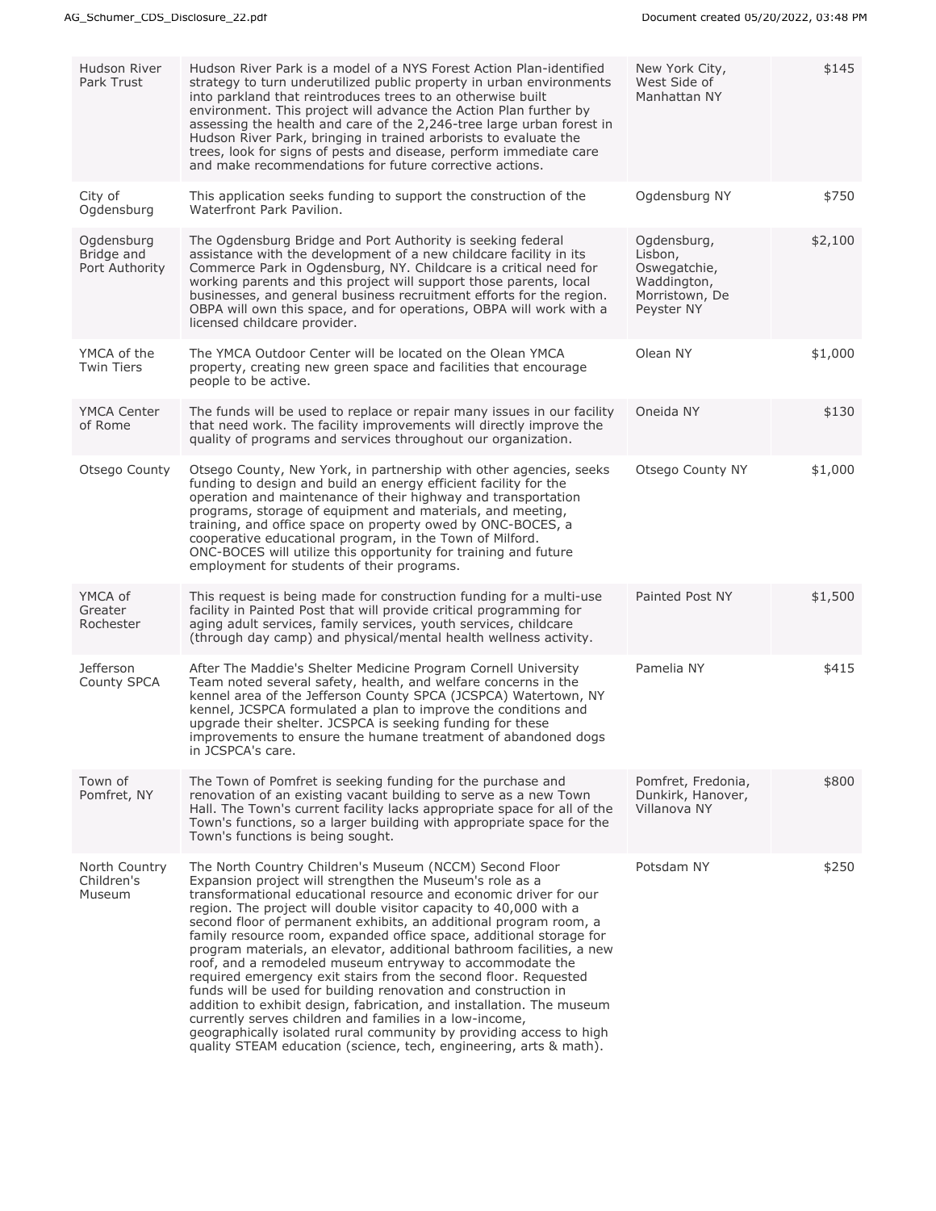| | | | |
|---|---|---|---|
| Hudson River Park Trust | Hudson River Park is a model of a NYS Forest Action Plan-identified strategy to turn underutilized public property in urban environments into parkland that reintroduces trees to an otherwise built environment. This project will advance the Action Plan further by assessing the health and care of the 2,246-tree large urban forest in Hudson River Park, bringing in trained arborists to evaluate the trees, look for signs of pests and disease, perform immediate care and make recommendations for future corrective actions. | New York City, West Side of Manhattan NY | $145 |
| City of Ogdensburg | This application seeks funding to support the construction of the Waterfront Park Pavilion. | Ogdensburg NY | $750 |
| Ogdensburg Bridge and Port Authority | The Ogdensburg Bridge and Port Authority is seeking federal assistance with the development of a new childcare facility in its Commerce Park in Ogdensburg, NY. Childcare is a critical need for working parents and this project will support those parents, local businesses, and general business recruitment efforts for the region. OBPA will own this space, and for operations, OBPA will work with a licensed childcare provider. | Ogdensburg, Lisbon, Oswegatchie, Waddington, Morristown, De Peyster NY | $2,100 |
| YMCA of the Twin Tiers | The YMCA Outdoor Center will be located on the Olean YMCA property, creating new green space and facilities that encourage people to be active. | Olean NY | $1,000 |
| YMCA Center of Rome | The funds will be used to replace or repair many issues in our facility that need work. The facility improvements will directly improve the quality of programs and services throughout our organization. | Oneida NY | $130 |
| Otsego County | Otsego County, New York, in partnership with other agencies, seeks funding to design and build an energy efficient facility for the operation and maintenance of their highway and transportation programs, storage of equipment and materials, and meeting, training, and office space on property owed by ONC-BOCES, a cooperative educational program, in the Town of Milford. ONC-BOCES will utilize this opportunity for training and future employment for students of their programs. | Otsego County NY | $1,000 |
| YMCA of Greater Rochester | This request is being made for construction funding for a multi-use facility in Painted Post that will provide critical programming for aging adult services, family services, youth services, childcare (through day camp) and physical/mental health wellness activity. | Painted Post NY | $1,500 |
| Jefferson County SPCA | After The Maddie's Shelter Medicine Program Cornell University Team noted several safety, health, and welfare concerns in the kennel area of the Jefferson County SPCA (JCSPCA) Watertown, NY kennel, JCSPCA formulated a plan to improve the conditions and upgrade their shelter. JCSPCA is seeking funding for these improvements to ensure the humane treatment of abandoned dogs in JCSPCA's care. | Pamelia NY | $415 |
| Town of Pomfret, NY | The Town of Pomfret is seeking funding for the purchase and renovation of an existing vacant building to serve as a new Town Hall. The Town's current facility lacks appropriate space for all of the Town's functions, so a larger building with appropriate space for the Town's functions is being sought. | Pomfret, Fredonia, Dunkirk, Hanover, Villanova NY | $800 |
| North Country Children's Museum | The North Country Children's Museum (NCCM) Second Floor Expansion project will strengthen the Museum's role as a transformational educational resource and economic driver for our region. The project will double visitor capacity to 40,000 with a second floor of permanent exhibits, an additional program room, a family resource room, expanded office space, additional storage for program materials, an elevator, additional bathroom facilities, a new roof, and a remodeled museum entryway to accommodate the required emergency exit stairs from the second floor. Requested funds will be used for building renovation and construction in addition to exhibit design, fabrication, and installation. The museum currently serves children and families in a low-income, geographically isolated rural community by providing access to high quality STEAM education (science, tech, engineering, arts & math). | Potsdam NY | $250 |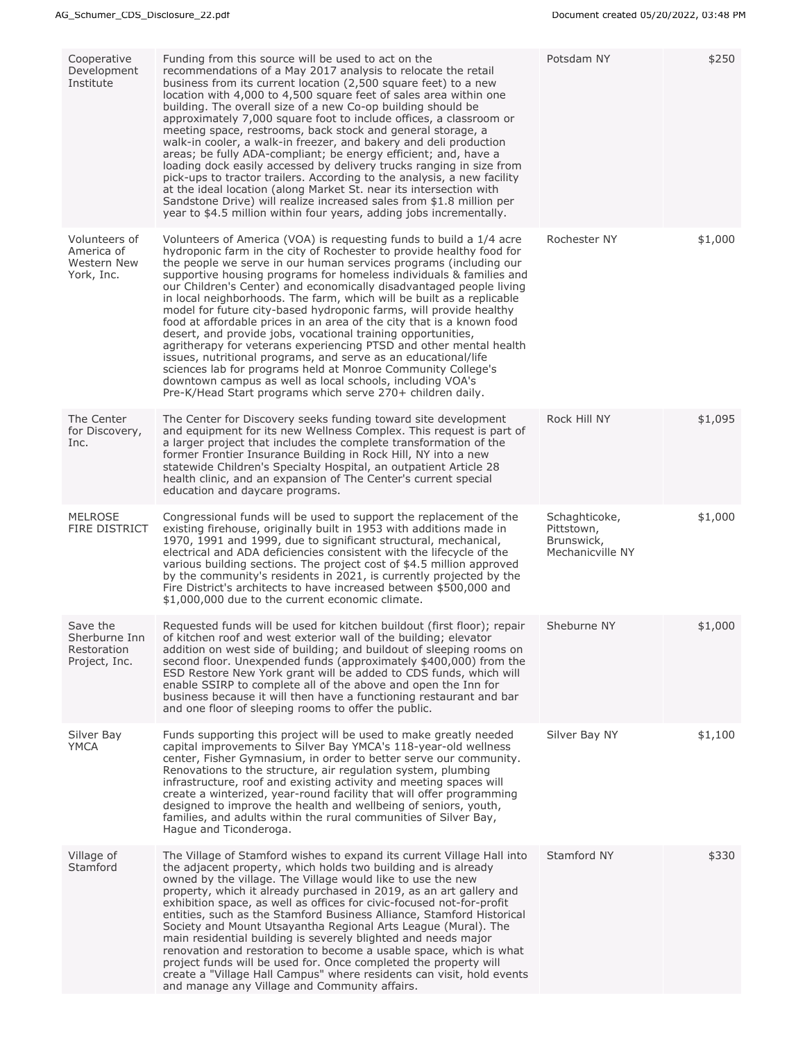| | | | |
|---|---|---|---|
| Cooperative Development Institute | Funding from this source will be used to act on the recommendations of a May 2017 analysis to relocate the retail business from its current location (2,500 square feet) to a new location with 4,000 to 4,500 square feet of sales area within one building. The overall size of a new Co-op building should be approximately 7,000 square foot to include offices, a classroom or meeting space, restrooms, back stock and general storage, a walk-in cooler, a walk-in freezer, and bakery and deli production areas; be fully ADA-compliant; be energy efficient; and, have a loading dock easily accessed by delivery trucks ranging in size from pick-ups to tractor trailers. According to the analysis, a new facility at the ideal location (along Market St. near its intersection with Sandstone Drive) will realize increased sales from $1.8 million per year to $4.5 million within four years, adding jobs incrementally. | Potsdam NY | $250 |
| Volunteers of America of Western New York, Inc. | Volunteers of America (VOA) is requesting funds to build a 1/4 acre hydroponic farm in the city of Rochester to provide healthy food for the people we serve in our human services programs (including our supportive housing programs for homeless individuals & families and our Children's Center) and economically disadvantaged people living in local neighborhoods. The farm, which will be built as a replicable model for future city-based hydroponic farms, will provide healthy food at affordable prices in an area of the city that is a known food desert, and provide jobs, vocational training opportunities, agritherapy for veterans experiencing PTSD and other mental health issues, nutritional programs, and serve as an educational/life sciences lab for programs held at Monroe Community College's downtown campus as well as local schools, including VOA's Pre-K/Head Start programs which serve 270+ children daily. | Rochester NY | $1,000 |
| The Center for Discovery, Inc. | The Center for Discovery seeks funding toward site development and equipment for its new Wellness Complex. This request is part of a larger project that includes the complete transformation of the former Frontier Insurance Building in Rock Hill, NY into a new statewide Children's Specialty Hospital, an outpatient Article 28 health clinic, and an expansion of The Center's current special education and daycare programs. | Rock Hill NY | $1,095 |
| MELROSE FIRE DISTRICT | Congressional funds will be used to support the replacement of the existing firehouse, originally built in 1953 with additions made in 1970, 1991 and 1999, due to significant structural, mechanical, electrical and ADA deficiencies consistent with the lifecycle of the various building sections. The project cost of $4.5 million approved by the community's residents in 2021, is currently projected by the Fire District's architects to have increased between $500,000 and $1,000,000 due to the current economic climate. | Schaghticoke, Pittstown, Brunswick, Mechanicville NY | $1,000 |
| Save the Sherburne Inn Restoration Project, Inc. | Requested funds will be used for kitchen buildout (first floor); repair of kitchen roof and west exterior wall of the building; elevator addition on west side of building; and buildout of sleeping rooms on second floor. Unexpended funds (approximately $400,000) from the ESD Restore New York grant will be added to CDS funds, which will enable SSIRP to complete all of the above and open the Inn for business because it will then have a functioning restaurant and bar and one floor of sleeping rooms to offer the public. | Sheburne NY | $1,000 |
| Silver Bay YMCA | Funds supporting this project will be used to make greatly needed capital improvements to Silver Bay YMCA's 118-year-old wellness center, Fisher Gymnasium, in order to better serve our community. Renovations to the structure, air regulation system, plumbing infrastructure, roof and existing activity and meeting spaces will create a winterized, year-round facility that will offer programming designed to improve the health and wellbeing of seniors, youth, families, and adults within the rural communities of Silver Bay, Hague and Ticonderoga. | Silver Bay NY | $1,100 |
| Village of Stamford | The Village of Stamford wishes to expand its current Village Hall into the adjacent property, which holds two building and is already owned by the village. The Village would like to use the new property, which it already purchased in 2019, as an art gallery and exhibition space, as well as offices for civic-focused not-for-profit entities, such as the Stamford Business Alliance, Stamford Historical Society and Mount Utsayantha Regional Arts League (Mural). The main residential building is severely blighted and needs major renovation and restoration to become a usable space, which is what project funds will be used for. Once completed the property will create a "Village Hall Campus" where residents can visit, hold events and manage any Village and Community affairs. | Stamford NY | $330 |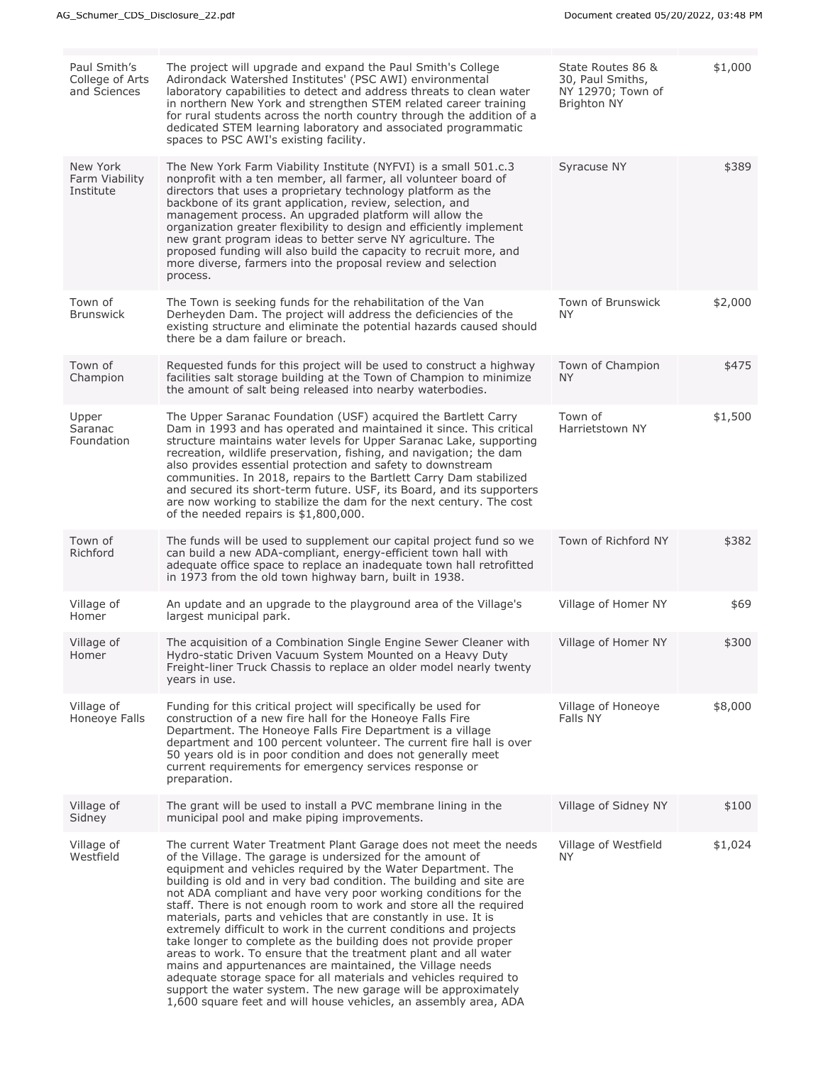| | | | |
|---|---|---|---|
| Paul Smith's College of Arts and Sciences | The project will upgrade and expand the Paul Smith's College Adirondack Watershed Institutes' (PSC AWI) environmental laboratory capabilities to detect and address threats to clean water in northern New York and strengthen STEM related career training for rural students across the north country through the addition of a dedicated STEM learning laboratory and associated programmatic spaces to PSC AWI's existing facility. | State Routes 86 & 30, Paul Smiths, NY 12970; Town of Brighton NY | $1,000 |
| New York Farm Viability Institute | The New York Farm Viability Institute (NYFVI) is a small 501.c.3 nonprofit with a ten member, all farmer, all volunteer board of directors that uses a proprietary technology platform as the backbone of its grant application, review, selection, and management process. An upgraded platform will allow the organization greater flexibility to design and efficiently implement new grant program ideas to better serve NY agriculture. The proposed funding will also build the capacity to recruit more, and more diverse, farmers into the proposal review and selection process. | Syracuse NY | $389 |
| Town of Brunswick | The Town is seeking funds for the rehabilitation of the Van Derheyden Dam. The project will address the deficiencies of the existing structure and eliminate the potential hazards caused should there be a dam failure or breach. | Town of Brunswick NY | $2,000 |
| Town of Champion | Requested funds for this project will be used to construct a highway facilities salt storage building at the Town of Champion to minimize the amount of salt being released into nearby waterbodies. | Town of Champion NY | $475 |
| Upper Saranac Foundation | The Upper Saranac Foundation (USF) acquired the Bartlett Carry Dam in 1993 and has operated and maintained it since. This critical structure maintains water levels for Upper Saranac Lake, supporting recreation, wildlife preservation, fishing, and navigation; the dam also provides essential protection and safety to downstream communities. In 2018, repairs to the Bartlett Carry Dam stabilized and secured its short-term future. USF, its Board, and its supporters are now working to stabilize the dam for the next century. The cost of the needed repairs is $1,800,000. | Town of Harrietstown NY | $1,500 |
| Town of Richford | The funds will be used to supplement our capital project fund so we can build a new ADA-compliant, energy-efficient town hall with adequate office space to replace an inadequate town hall retrofitted in 1973 from the old town highway barn, built in 1938. | Town of Richford NY | $382 |
| Village of Homer | An update and an upgrade to the playground area of the Village's largest municipal park. | Village of Homer NY | $69 |
| Village of Homer | The acquisition of a Combination Single Engine Sewer Cleaner with Hydro-static Driven Vacuum System Mounted on a Heavy Duty Freight-liner Truck Chassis to replace an older model nearly twenty years in use. | Village of Homer NY | $300 |
| Village of Honeoye Falls | Funding for this critical project will specifically be used for construction of a new fire hall for the Honeoye Falls Fire Department. The Honeoye Falls Fire Department is a village department and 100 percent volunteer. The current fire hall is over 50 years old is in poor condition and does not generally meet current requirements for emergency services response or preparation. | Village of Honeoye Falls NY | $8,000 |
| Village of Sidney | The grant will be used to install a PVC membrane lining in the municipal pool and make piping improvements. | Village of Sidney NY | $100 |
| Village of Westfield | The current Water Treatment Plant Garage does not meet the needs of the Village. The garage is undersized for the amount of equipment and vehicles required by the Water Department. The building is old and in very bad condition. The building and site are not ADA compliant and have very poor working conditions for the staff. There is not enough room to work and store all the required materials, parts and vehicles that are constantly in use. It is extremely difficult to work in the current conditions and projects take longer to complete as the building does not provide proper areas to work. To ensure that the treatment plant and all water mains and appurtenances are maintained, the Village needs adequate storage space for all materials and vehicles required to support the water system. The new garage will be approximately 1,600 square feet and will house vehicles, an assembly area, ADA | Village of Westfield NY | $1,024 |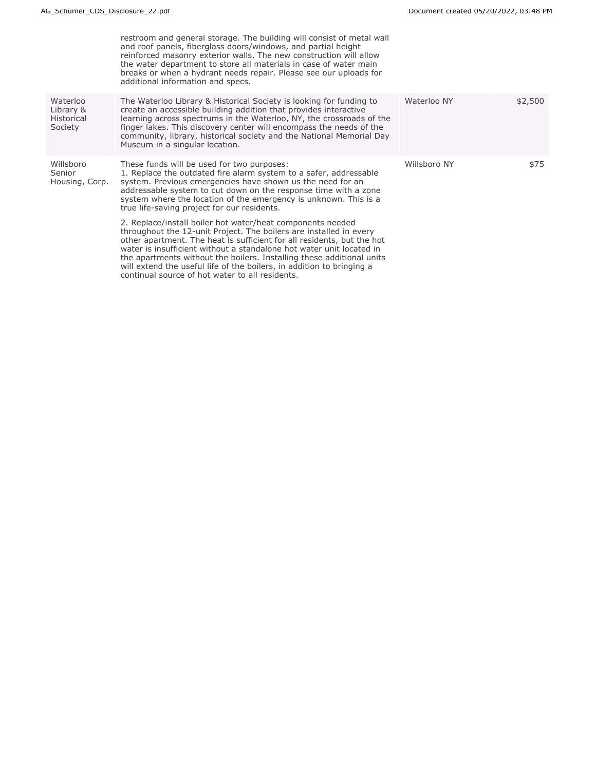| | | | |
|---|---|---|---|
| | restroom and general storage. The building will consist of metal wall and roof panels, fiberglass doors/windows, and partial height reinforced masonry exterior walls. The new construction will allow the water department to store all materials in case of water main breaks or when a hydrant needs repair. Please see our uploads for additional information and specs. | | |
| Waterloo Library & Historical Society | The Waterloo Library & Historical Society is looking for funding to create an accessible building addition that provides interactive learning across spectrums in the Waterloo, NY, the crossroads of the finger lakes. This discovery center will encompass the needs of the community, library, historical society and the National Memorial Day Museum in a singular location. | Waterloo NY | $2,500 |
| Willsboro Senior Housing, Corp. | These funds will be used for two purposes:<br>1. Replace the outdated fire alarm system to a safer, addressable system. Previous emergencies have shown us the need for an addressable system to cut down on the response time with a zone system where the location of the emergency is unknown. This is a true life-saving project for our residents.<br><br>2. Replace/install boiler hot water/heat components needed throughout the 12-unit Project. The boilers are installed in every other apartment. The heat is sufficient for all residents, but the hot water is insufficient without a standalone hot water unit located in the apartments without the boilers. Installing these additional units will extend the useful life of the boilers, in addition to bringing a continual source of hot water to all residents. | Willsboro NY | $75 |